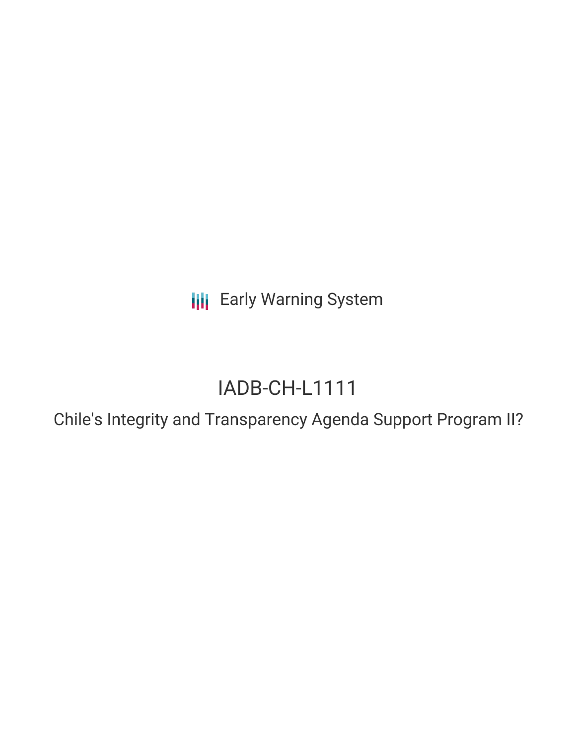Early Warning System

# IADB-CH-L1111

## Chile's Integrity and Transparency Agenda Support Program II?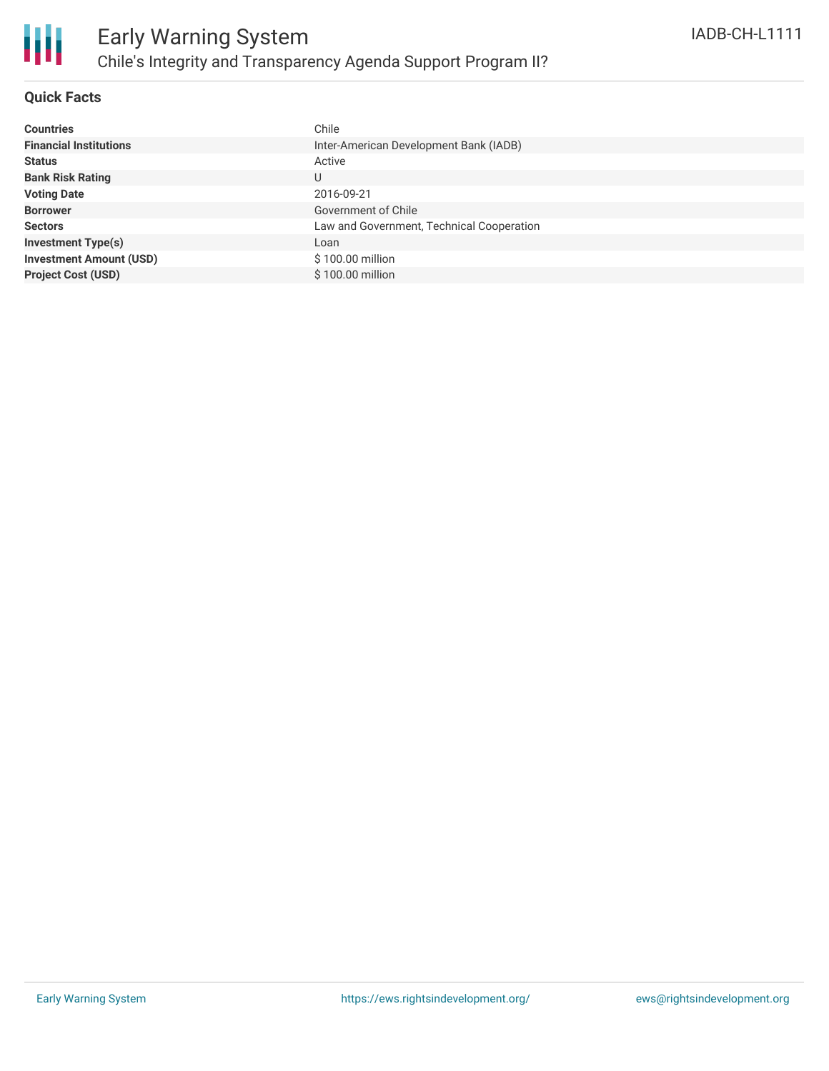# Early Warning System

## Chile's Integrity and Transparency Agenda Support Program II?

IADB-CH-L1111

### Quick Facts

| | |
|---|---|
| **Countries** | Chile |
| **Financial Institutions** | Inter-American Development Bank (IADB) |
| **Status** | Active |
| **Bank Risk Rating** | U |
| **Voting Date** | 2016-09-21 |
| **Borrower** | Government of Chile |
| **Sectors** | Law and Government, Technical Cooperation |
| **Investment Type(s)** | Loan |
| **Investment Amount (USD)** | $ 100.00 million |
| **Project Cost (USD)** | $ 100.00 million |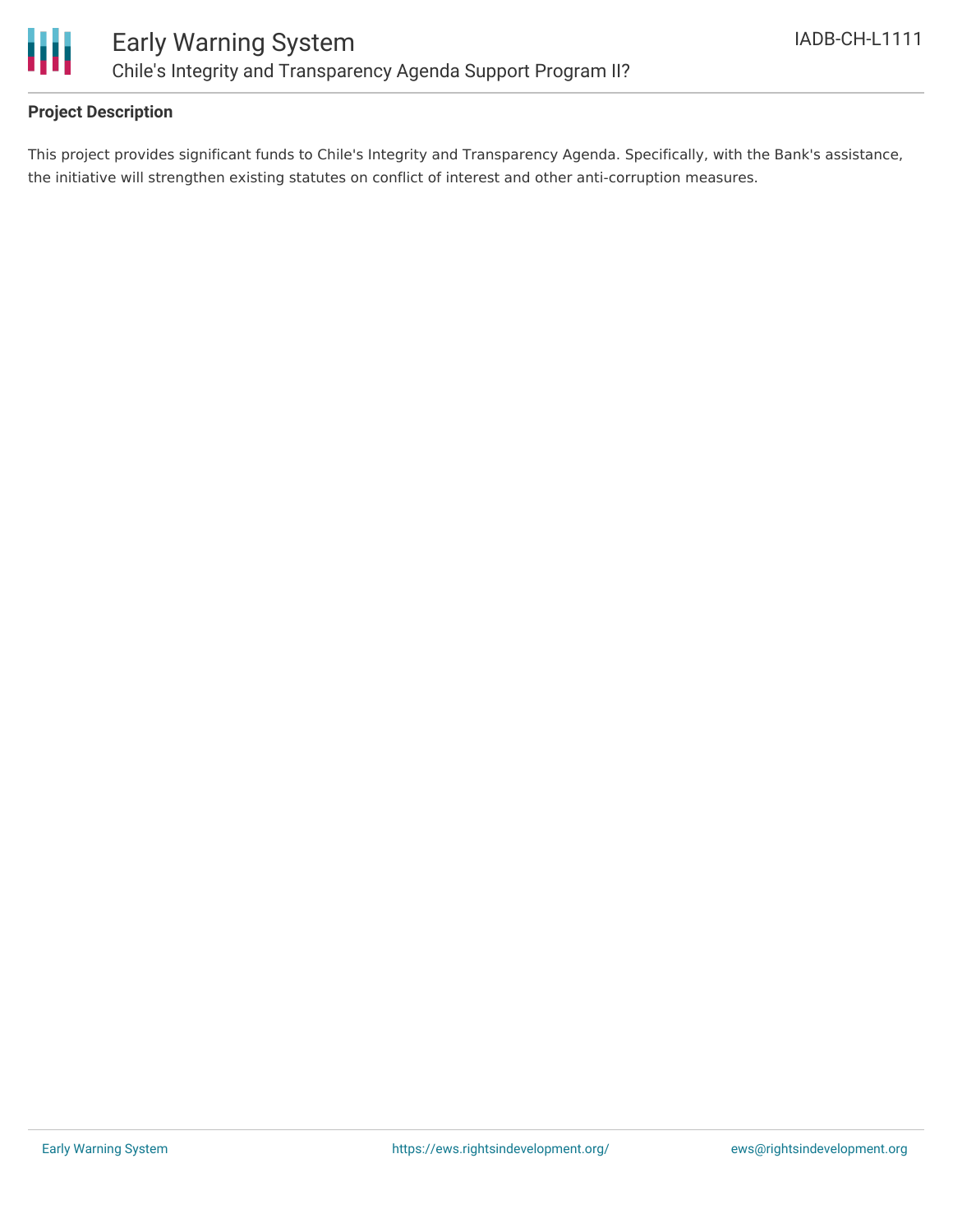## Project Description

This project provides significant funds to Chile's Integrity and Transparency Agenda. Specifically, with the Bank's assistance, the initiative will strengthen existing statutes on conflict of interest and other anti-corruption measures.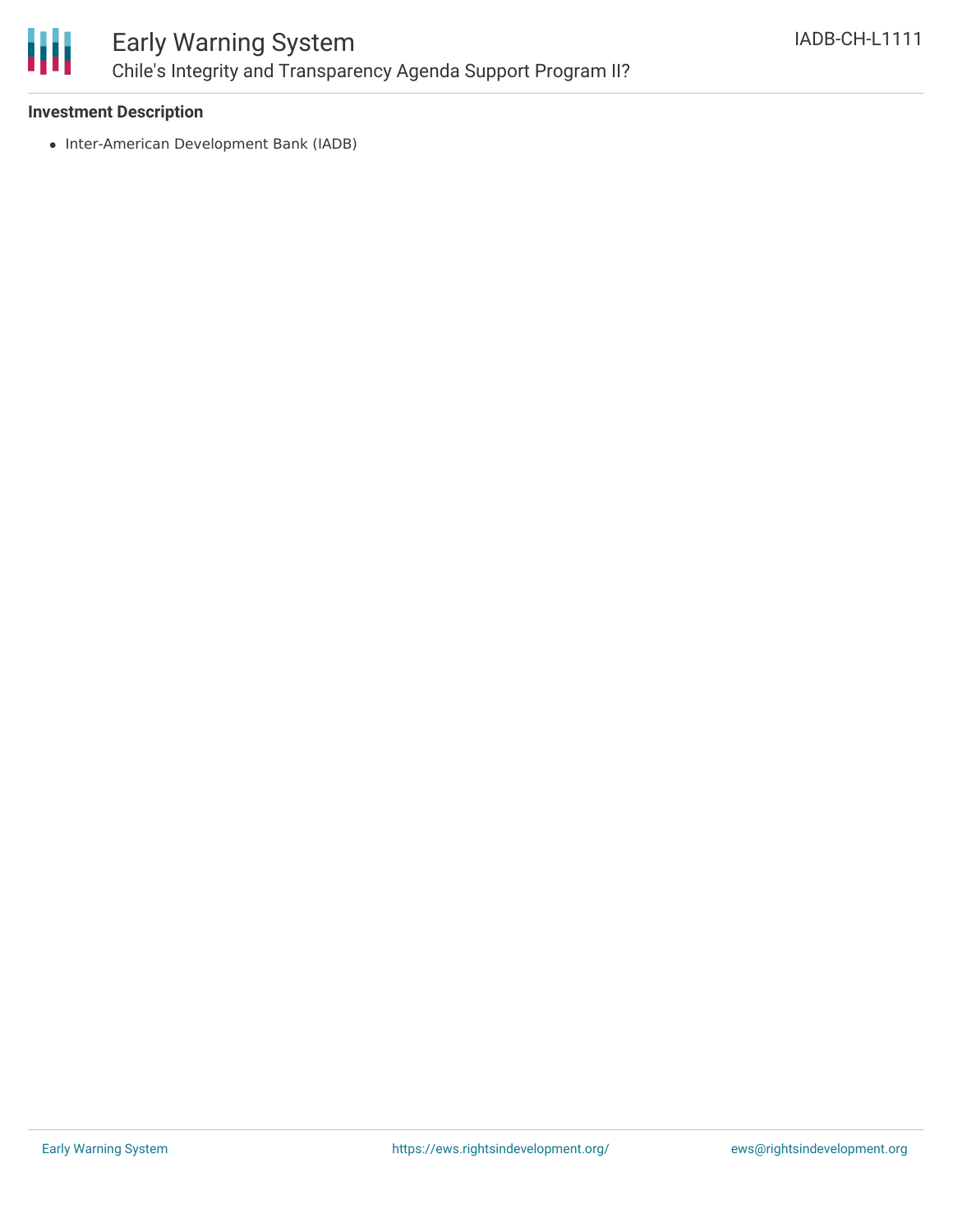### Investment Description

- Inter-American Development Bank (IADB)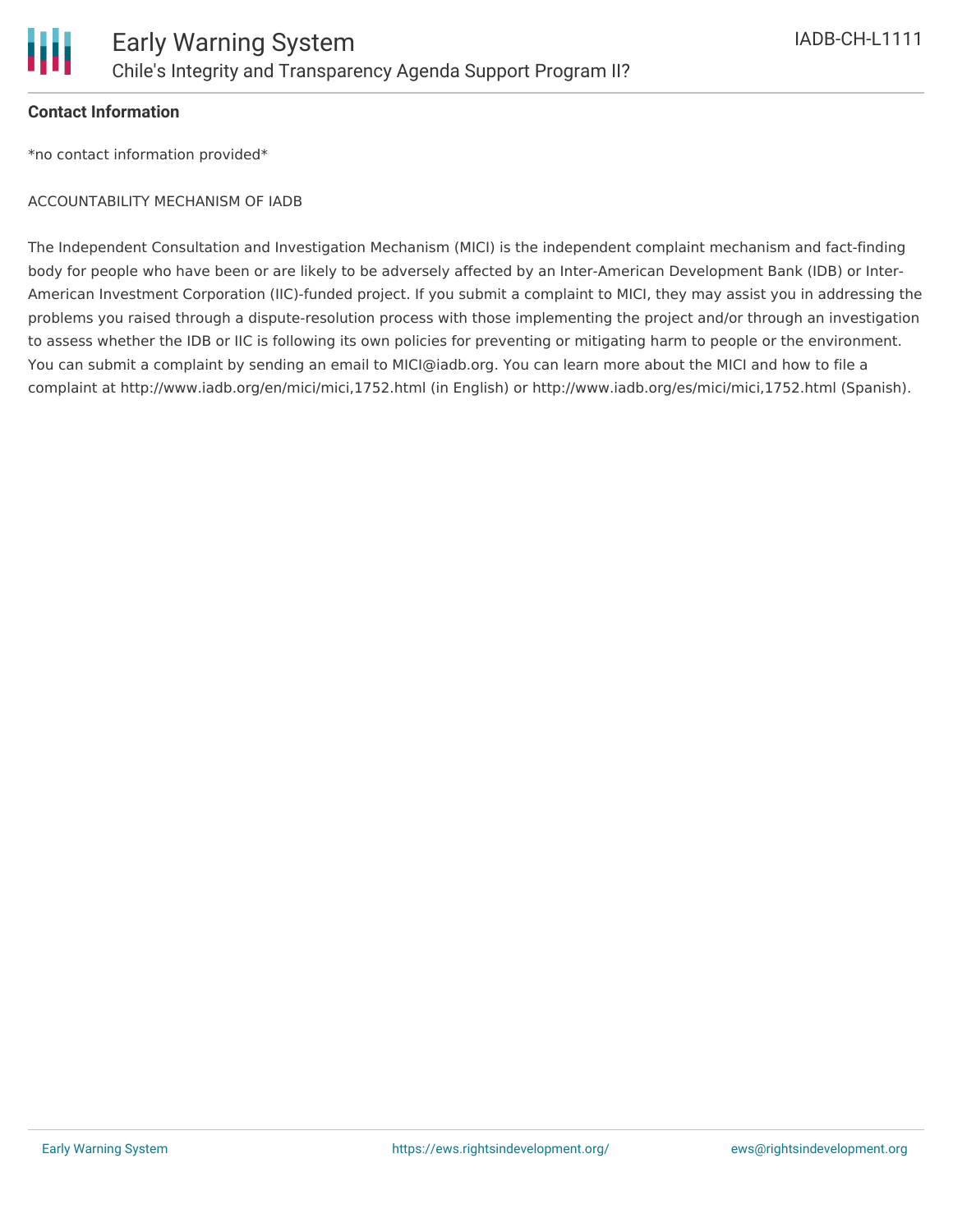## Contact Information

*no contact information provided*

ACCOUNTABILITY MECHANISM OF IADB

The Independent Consultation and Investigation Mechanism (MICI) is the independent complaint mechanism and fact-finding body for people who have been or are likely to be adversely affected by an Inter-American Development Bank (IDB) or Inter-American Investment Corporation (IIC)-funded project. If you submit a complaint to MICI, they may assist you in addressing the problems you raised through a dispute-resolution process with those implementing the project and/or through an investigation to assess whether the IDB or IIC is following its own policies for preventing or mitigating harm to people or the environment. You can submit a complaint by sending an email to MICI@iadb.org. You can learn more about the MICI and how to file a complaint at http://www.iadb.org/en/mici/mici,1752.html (in English) or http://www.iadb.org/es/mici/mici,1752.html (Spanish).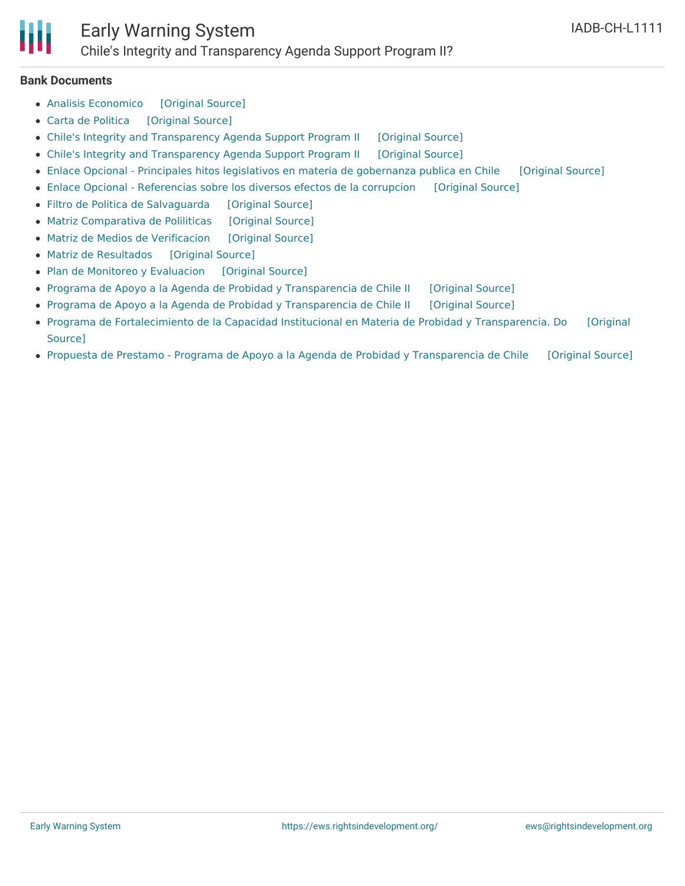### Bank Documents

- Analisis Economico [Original Source]
- Carta de Politica [Original Source]
- Chile's Integrity and Transparency Agenda Support Program II [Original Source]
- Chile's Integrity and Transparency Agenda Support Program II [Original Source]
- Enlace Opcional - Principales hitos legislativos en materia de gobernanza publica en Chile [Original Source]
- Enlace Opcional - Referencias sobre los diversos efectos de la corrupcion [Original Source]
- Filtro de Politica de Salvaguarda [Original Source]
- Matriz Comparativa de Pololiticas [Original Source]
- Matriz de Medios de Verificacion [Original Source]
- Matriz de Resultados [Original Source]
- Plan de Monitoreo y Evaluacion [Original Source]
- Programa de Apoyo a la Agenda de Probidad y Transparencia de Chile II [Original Source]
- Programa de Apoyo a la Agenda de Probidad y Transparencia de Chile II [Original Source]
- Programa de Fortalecimiento de la Capacidad Institucional en Materia de Probidad y Transparencia. Do [Original Source]
- Propuesta de Prestamo - Programa de Apoyo a la Agenda de Probidad y Transparencia de Chile [Original Source]